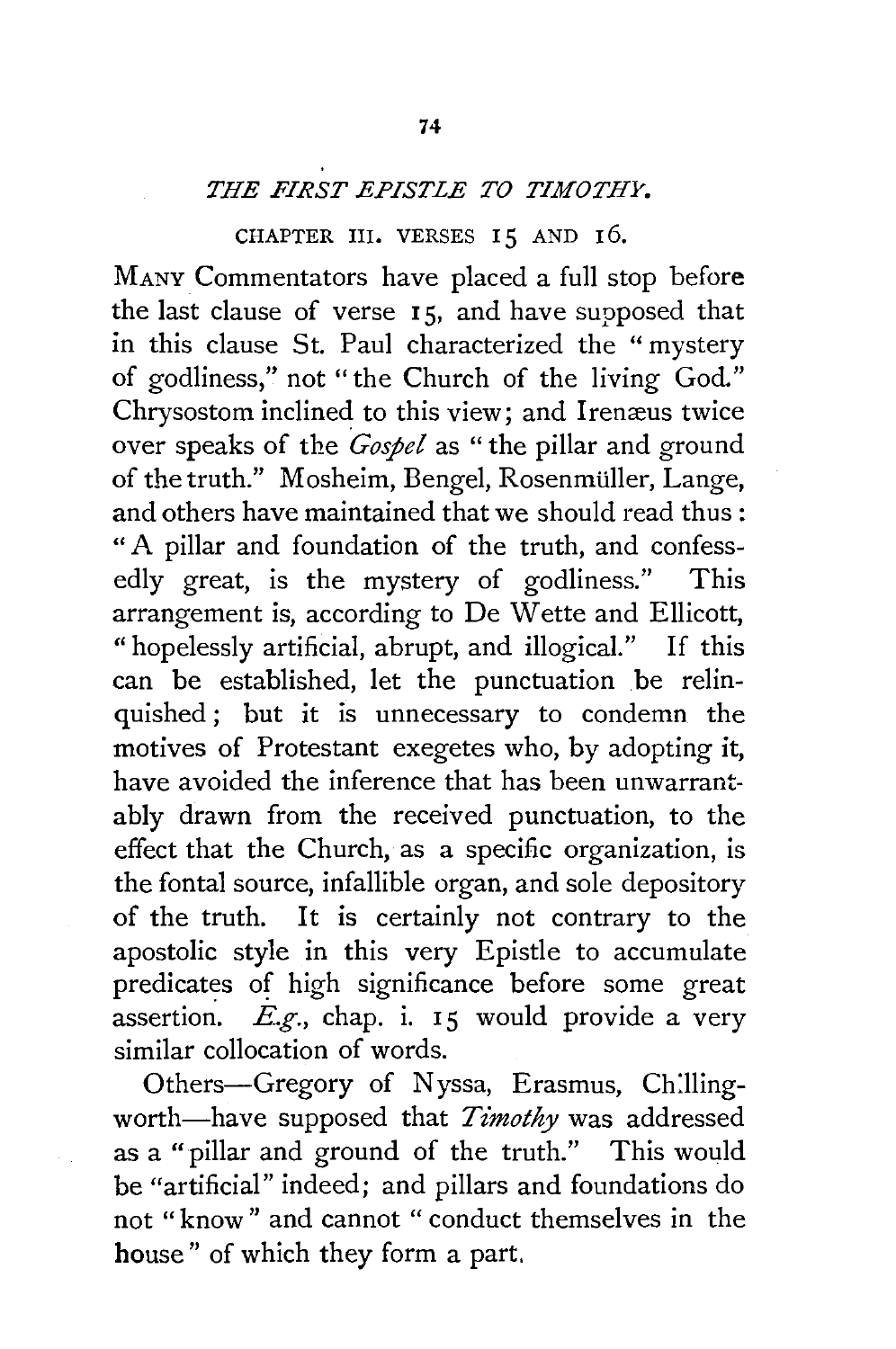## *THE FIRST EPISTLE TO TIMOTHY.*

### CHAPTER III. VERSES 15 AND 16.

MANY Commentators have placed a full stop before the last clause of verse 15, and have supposed that in this clause St. Paul characterized the "mystery of godliness," not "the Church of the living God." Chrysostom inclined to this view; and Irenæus twice over speaks of the *Gospel* as "the pillar and ground of the truth." Mosheim, Bengel, Rosenmüller, Lange, and others have maintained that we should read thus: "A pillar and foundation of the truth, and confessedly great, is the mystery of godliness." This arrangement is, according to De Wette and Ellicott, "hopelessly artificial, abrupt, and illogical." If this can be established, let the punctuation be relinquished; but it is unnecessary to condemn the motives of Protestant exegetes who, by adopting it, have avoided the inference that has been unwarrantably drawn from the received punctuation, to the effect that the Church, as a specific organization, is the fontal source, infallible organ, and sole depository of the truth. It is certainly not contrary to the apostolic style in this very Epistle to accumulate predicates of high significance before some great assertion. *E.g.*, chap. i. 15 would provide a very similar collocation of words.

Others—Gregory of Nyssa, Erasmus, Chillingworth—have supposed that *Timothy* was addressed as a "pillar and ground of the truth." This would be "artificial" indeed; and pillars and foundations do not "know" and cannot "conduct themselves in the house" of which they form a part.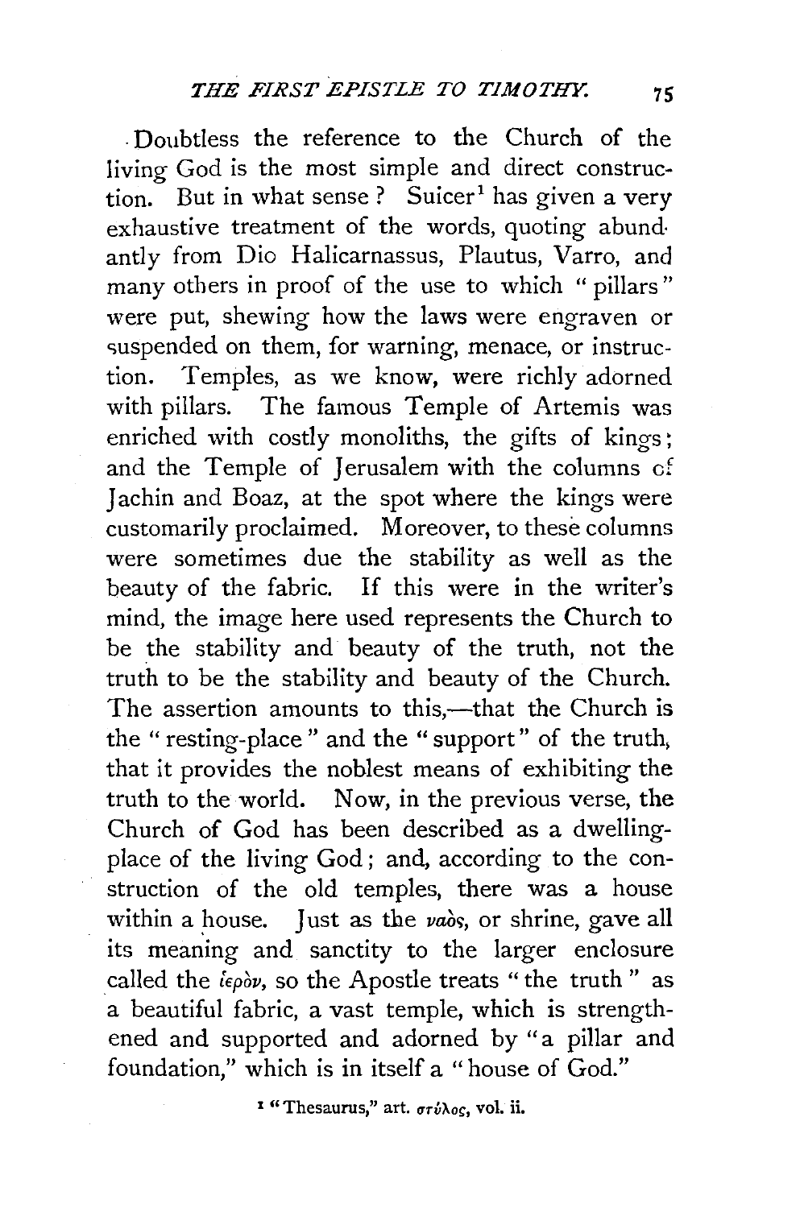Doubtless the reference to the Church of the living God is the most simple and direct construction. But in what sense? Suicer[1] has given a very exhaustive treatment of the words, quoting abundantly from Dio Halicarnassus, Plautus, Varro, and many others in proof of the use to which "pillars" were put, shewing how the laws were engraven or suspended on them, for warning, menace, or instruction. Temples, as we know, were richly adorned with pillars. The famous Temple of Artemis was enriched with costly monoliths, the gifts of kings; and the Temple of Jerusalem with the columns of Jachin and Boaz, at the spot where the kings were customarily proclaimed. Moreover, to these columns were sometimes due the stability as well as the beauty of the fabric. If this were in the writer's mind, the image here used represents the Church to be the stability and beauty of the truth, not the truth to be the stability and beauty of the Church. The assertion amounts to this,—that the Church is the "resting-place" and the "support" of the truth, that it provides the noblest means of exhibiting the truth to the world. Now, in the previous verse, the Church of God has been described as a dwelling-place of the living God; and, according to the construction of the old temples, there was a house within a house. Just as the ναὸς, or shrine, gave all its meaning and sanctity to the larger enclosure called the ἱερὸν, so the Apostle treats "the truth" as a beautiful fabric, a vast temple, which is strengthened and supported and adorned by "a pillar and foundation," which is in itself a "house of God."

[1] "Thesaurus," art. στύλος, vol. ii.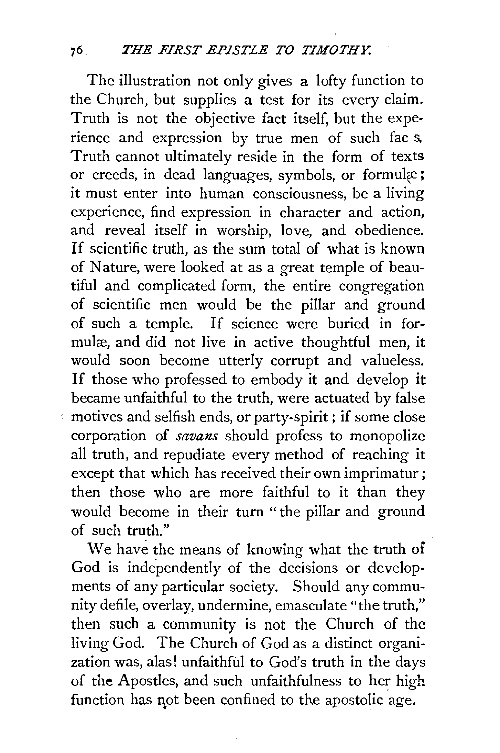The illustration not only gives a lofty function to the Church, but supplies a test for its every claim. Truth is not the objective fact itself, but the experience and expression by true men of such facts. Truth cannot ultimately reside in the form of texts or creeds, in dead languages, symbols, or formulæ; it must enter into human consciousness, be a living experience, find expression in character and action, and reveal itself in worship, love, and obedience. If scientific truth, as the sum total of what is known of Nature, were looked at as a great temple of beautiful and complicated form, the entire congregation of scientific men would be the pillar and ground of such a temple. If science were buried in formulæ, and did not live in active thoughtful men, it would soon become utterly corrupt and valueless. If those who professed to embody it and develop it became unfaithful to the truth, were actuated by false motives and selfish ends, or party-spirit; if some close corporation of *savans* should profess to monopolize all truth, and repudiate every method of reaching it except that which has received their own imprimatur; then those who are more faithful to it than they would become in their turn "the pillar and ground of such truth."

We have the means of knowing what the truth of God is independently of the decisions or developments of any particular society. Should any community defile, overlay, undermine, emasculate "the truth," then such a community is not the Church of the living God. The Church of God as a distinct organization was, alas! unfaithful to God's truth in the days of the Apostles, and such unfaithfulness to her high function has not been confined to the apostolic age.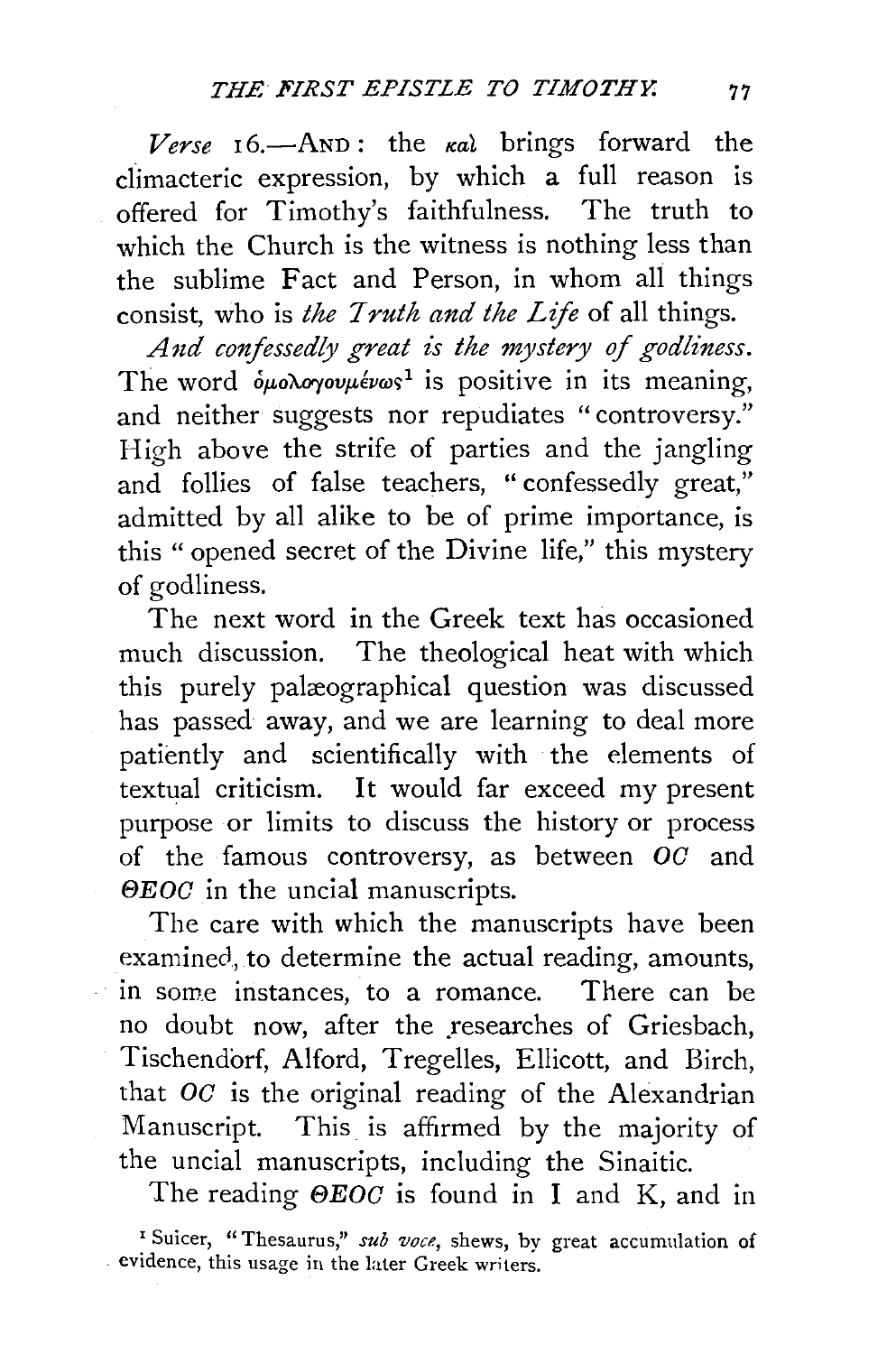*Verse* 16.—AND: the καὶ brings forward the climacteric expression, by which a full reason is offered for Timothy's faithfulness. The truth to which the Church is the witness is nothing less than the sublime Fact and Person, in whom all things consist, who is *the Truth and the Life* of all things.

*And confessedly great is the mystery of godliness.* The word ὁμολογουμένως[1] is positive in its meaning, and neither suggests nor repudiates "controversy." High above the strife of parties and the jangling and follies of false teachers, "confessedly great," admitted by all alike to be of prime importance, is this "opened secret of the Divine life," this mystery of godliness.

The next word in the Greek text has occasioned much discussion. The theological heat with which this purely palæographical question was discussed has passed away, and we are learning to deal more patiently and scientifically with the elements of textual criticism. It would far exceed my present purpose or limits to discuss the history or process of the famous controversy, as between *OC* and *ΘEOC* in the uncial manuscripts.

The care with which the manuscripts have been examined, to determine the actual reading, amounts, in some instances, to a romance. There can be no doubt now, after the researches of Griesbach, Tischendorf, Alford, Tregelles, Ellicott, and Birch, that *OC* is the original reading of the Alexandrian Manuscript. This is affirmed by the majority of the uncial manuscripts, including the Sinaitic.

The reading *ΘEOC* is found in I and K, and in

[1] Suicer, "Thesaurus," *sub voce*, shews, by great accumulation of evidence, this usage in the later Greek writers.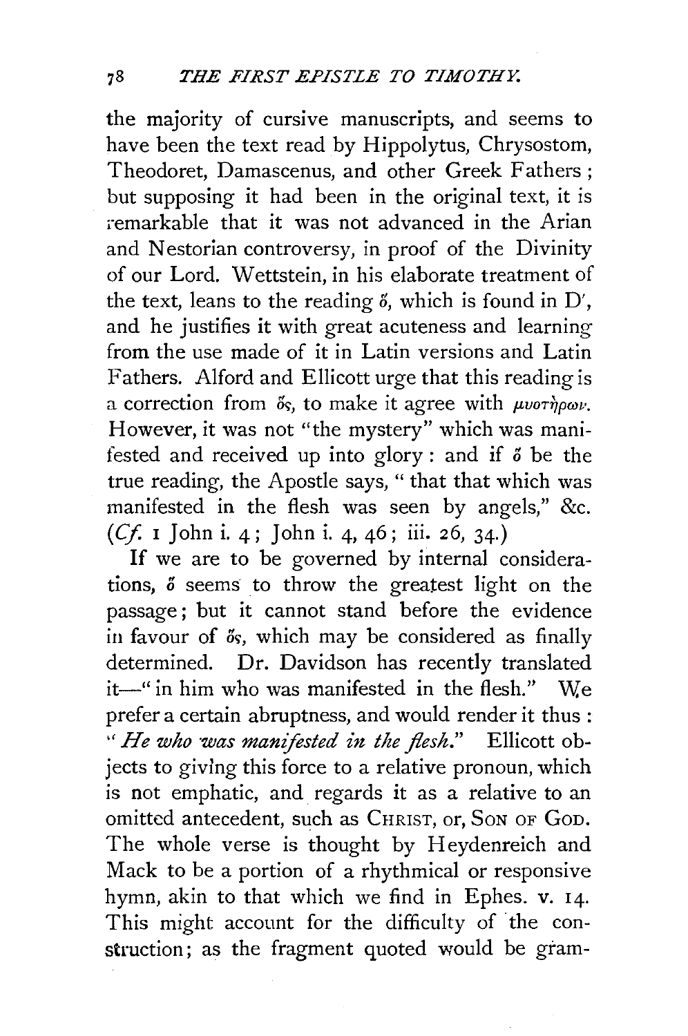the majority of cursive manuscripts, and seems to have been the text read by Hippolytus, Chrysostom, Theodoret, Damascenus, and other Greek Fathers; but supposing it had been in the original text, it is remarkable that it was not advanced in the Arian and Nestorian controversy, in proof of the Divinity of our Lord. Wettstein, in his elaborate treatment of the text, leans to the reading ὅ, which is found in D', and he justifies it with great acuteness and learning from the use made of it in Latin versions and Latin Fathers. Alford and Ellicott urge that this reading is a correction from ὅς, to make it agree with μυστήριον. However, it was not "the mystery" which was manifested and received up into glory: and if ὅ be the true reading, the Apostle says, "that that which was manifested in the flesh was seen by angels," &c. (*Cf.* 1 John i. 4; John i. 4, 46; iii. 26, 34.)

If we are to be governed by internal considerations, ὅ seems to throw the greatest light on the passage; but it cannot stand before the evidence in favour of ὅς, which may be considered as finally determined. Dr. Davidson has recently translated it—"in him who was manifested in the flesh." We prefer a certain abruptness, and would render it thus: "*He who was manifested in the flesh.*" Ellicott objects to giving this force to a relative pronoun, which is not emphatic, and regards it as a relative to an omitted antecedent, such as CHRIST, or, SON OF GOD. The whole verse is thought by Heydenreich and Mack to be a portion of a rhythmical or responsive hymn, akin to that which we find in Ephes. v. 14. This might account for the difficulty of the construction; as the fragment quoted would be gram-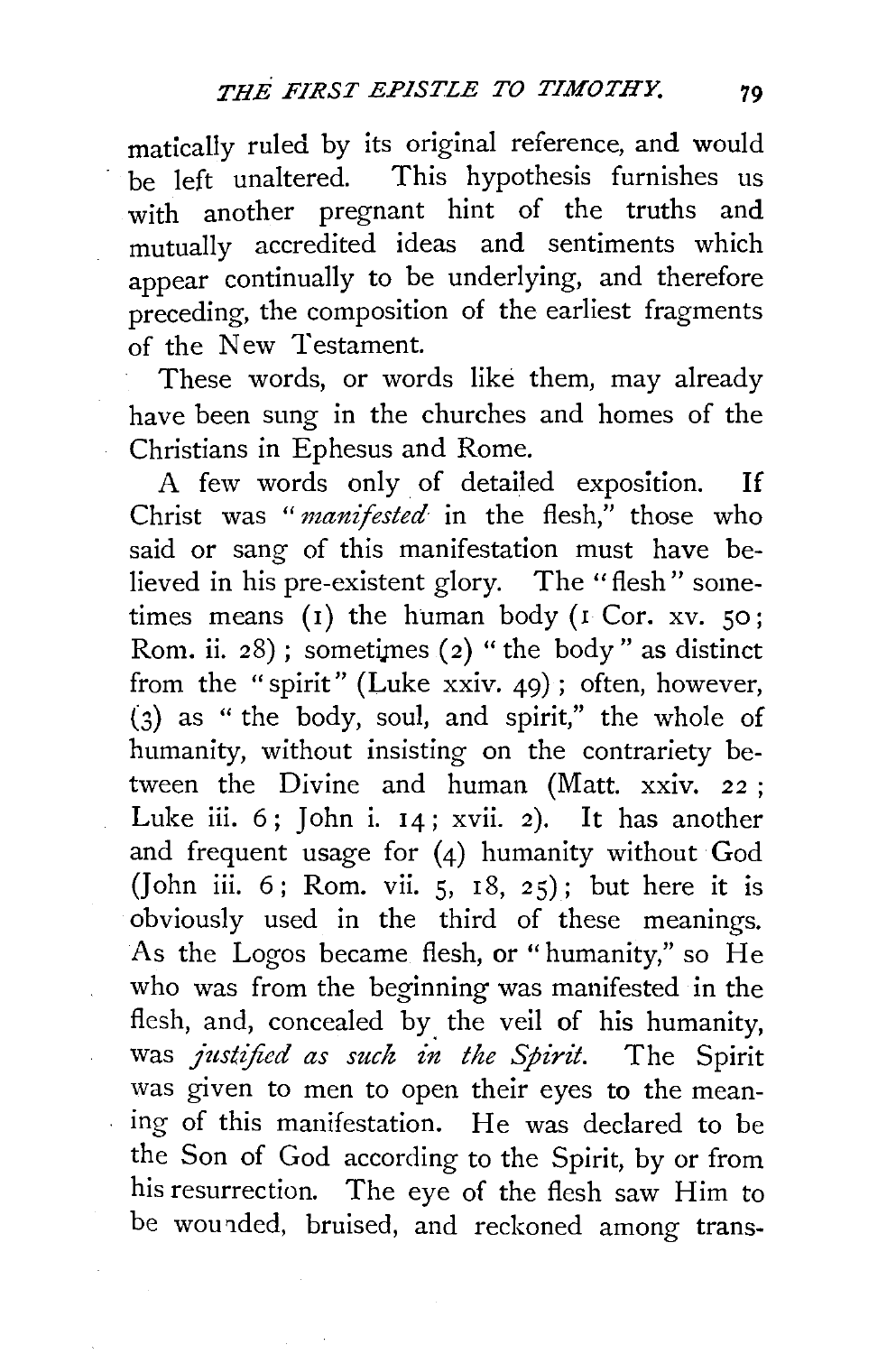matically ruled by its original reference, and would be left unaltered. This hypothesis furnishes us with another pregnant hint of the truths and mutually accredited ideas and sentiments which appear continually to be underlying, and therefore preceding, the composition of the earliest fragments of the New Testament.

These words, or words like them, may already have been sung in the churches and homes of the Christians in Ephesus and Rome.

A few words only of detailed exposition. If Christ was "*manifested* in the flesh," those who said or sang of this manifestation must have believed in his pre-existent glory. The "flesh" sometimes means (1) the human body (1 Cor. xv. 50; Rom. ii. 28); sometimes (2) "the body" as distinct from the "spirit" (Luke xxiv. 49); often, however, (3) as "the body, soul, and spirit," the whole of humanity, without insisting on the contrariety between the Divine and human (Matt. xxiv. 22; Luke iii. 6; John i. 14; xvii. 2). It has another and frequent usage for (4) humanity without God (John iii. 6; Rom. vii. 5, 18, 25); but here it is obviously used in the third of these meanings. As the Logos became flesh, or "humanity," so He who was from the beginning was manifested in the flesh, and, concealed by the veil of his humanity, was *justified as such in the Spirit.* The Spirit was given to men to open their eyes to the meaning of this manifestation. He was declared to be the Son of God according to the Spirit, by or from his resurrection. The eye of the flesh saw Him to be wounded, bruised, and reckoned among trans-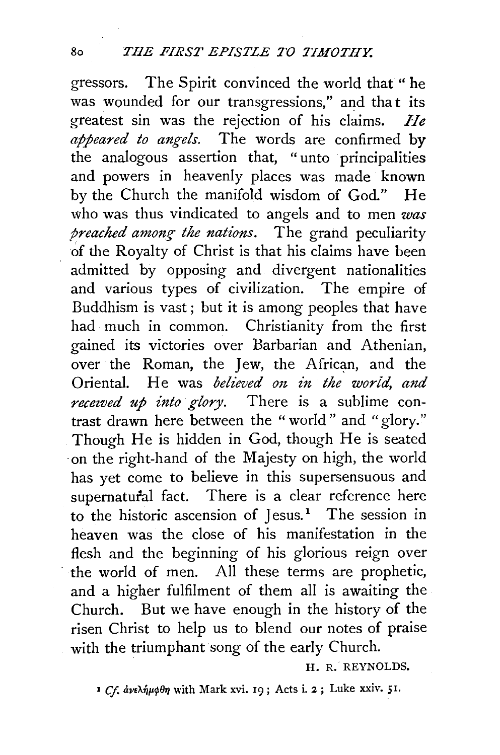gressors. The Spirit convinced the world that "he was wounded for our transgressions," and that its greatest sin was the rejection of his claims. *He appeared to angels.* The words are confirmed by the analogous assertion that, "unto principalities and powers in heavenly places was made known by the Church the manifold wisdom of God." He who was thus vindicated to angels and to men *was preached among the nations.* The grand peculiarity of the Royalty of Christ is that his claims have been admitted by opposing and divergent nationalities and various types of civilization. The empire of Buddhism is vast; but it is among peoples that have had much in common. Christianity from the first gained its victories over Barbarian and Athenian, over the Roman, the Jew, the African, and the Oriental. He was *believed on in the world, and received up into glory.* There is a sublime contrast drawn here between the "world" and "glory." Though He is hidden in God, though He is seated on the right-hand of the Majesty on high, the world has yet come to believe in this supersensuous and supernatural fact. There is a clear reference here to the historic ascension of Jesus.[1] The session in heaven was the close of his manifestation in the flesh and the beginning of his glorious reign over the world of men. All these terms are prophetic, and a higher fulfilment of them all is awaiting the Church. But we have enough in the history of the risen Christ to help us to blend our notes of praise with the triumphant song of the early Church.

H. R. REYNOLDS.

[1] *Cf.* ἀνελήμφθη with Mark xvi. 19; Acts i. 2; Luke xxiv. 51.